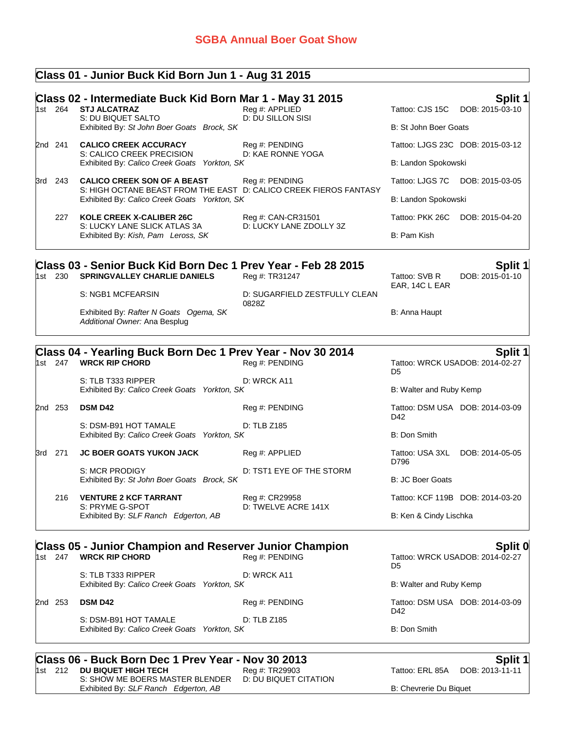# SGBA Annual Boer Goat Show

## Class 01 - Junior Buck Kid Born Jun 1 - Aug 31 2015

## Class 02 - Intermediate Buck Kid Born Mar 1 - May 31 2015

**Split 1**

1st 264 **STJ ALCATRAZ**
Reg #: APPLIED
Tattoo: CJS 15C DOB: 2015-03-10
S: DU BIQUET SALTO
D: DU SILLON SISI
Exhibited By: *St John Boer Goats Brock, SK*
B: St John Boer Goats

2nd 241 **CALICO CREEK ACCURACY**
Reg #: PENDING
Tattoo: LJGS 23C DOB: 2015-03-12
S: CALICO CREEK PRECISION
D: KAE RONNE YOGA
Exhibited By: *Calico Creek Goats Yorkton, SK*
B: Landon Spokowski

3rd 243 **CALICO CREEK SON OF A BEAST**
Reg #: PENDING
Tattoo: LJGS 7C DOB: 2015-03-05
S: HIGH OCTANE BEAST FROM THE EAST
D: CALICO CREEK FIEROS FANTASY
Exhibited By: *Calico Creek Goats Yorkton, SK*
B: Landon Spokowski

227 **KOLE CREEK X-CALIBER 26C**
Reg #: CAN-CR31501
Tattoo: PKK 26C DOB: 2015-04-20
S: LUCKY LANE SLICK ATLAS 3A
D: LUCKY LANE ZDOLLY 3Z
Exhibited By: *Kish, Pam Leross, SK*
B: Pam Kish

## Class 03 - Senior Buck Kid Born Dec 1 Prev Year - Feb 28 2015

**Split 1**

1st 230 **SPRINGVALLEY CHARLIE DANIELS**
Reg #: TR31247
Tattoo: SVB R EAR, 14C L EAR DOB: 2015-01-10
S: NGB1 MCFEARSIN
D: SUGARFIELD ZESTFULLY CLEAN 0828Z
Exhibited By: *Rafter N Goats Ogema, SK*
*Additional Owner:* Ana Besplug
B: Anna Haupt

## Class 04 - Yearling Buck Born Dec 1 Prev Year - Nov 30 2014

**Split 1**

1st 247 **WRCK RIP CHORD**
Reg #: PENDING
Tattoo: WRCK USA D5 DOB: 2014-02-27
S: TLB T333 RIPPER
D: WRCK A11
Exhibited By: *Calico Creek Goats Yorkton, SK*
B: Walter and Ruby Kemp

2nd 253 **DSM D42**
Reg #: PENDING
Tattoo: DSM USA D42 DOB: 2014-03-09
S: DSM-B91 HOT TAMALE
D: TLB Z185
Exhibited By: *Calico Creek Goats Yorkton, SK*
B: Don Smith

3rd 271 **JC BOER GOATS YUKON JACK**
Reg #: APPLIED
Tattoo: USA 3XL D796 DOB: 2014-05-05
S: MCR PRODIGY
D: TST1 EYE OF THE STORM
Exhibited By: *St John Boer Goats Brock, SK*
B: JC Boer Goats

216 **VENTURE 2 KCF TARRANT**
Reg #: CR29958
Tattoo: KCF 119B DOB: 2014-03-20
S: PRYME G-SPOT
D: TWELVE ACRE 141X
Exhibited By: *SLF Ranch Edgerton, AB*
B: Ken & Cindy Lischka

## Class 05 - Junior Champion and Reserver Junior Champion

**Split 0**

1st 247 **WRCK RIP CHORD**
Reg #: PENDING
Tattoo: WRCK USA D5 DOB: 2014-02-27
S: TLB T333 RIPPER
D: WRCK A11
Exhibited By: *Calico Creek Goats Yorkton, SK*
B: Walter and Ruby Kemp

2nd 253 **DSM D42**
Reg #: PENDING
Tattoo: DSM USA D42 DOB: 2014-03-09
S: DSM-B91 HOT TAMALE
D: TLB Z185
Exhibited By: *Calico Creek Goats Yorkton, SK*
B: Don Smith

## Class 06 - Buck Born Dec 1 Prev Year - Nov 30 2013

**Split 1**

1st 212 **DU BIQUET HIGH TECH**
Reg #: TR29903
Tattoo: ERL 85A DOB: 2013-11-11
S: SHOW ME BOERS MASTER BLENDER
D: DU BIQUET CITATION
Exhibited By: *SLF Ranch Edgerton, AB*
B: Chevrerie Du Biquet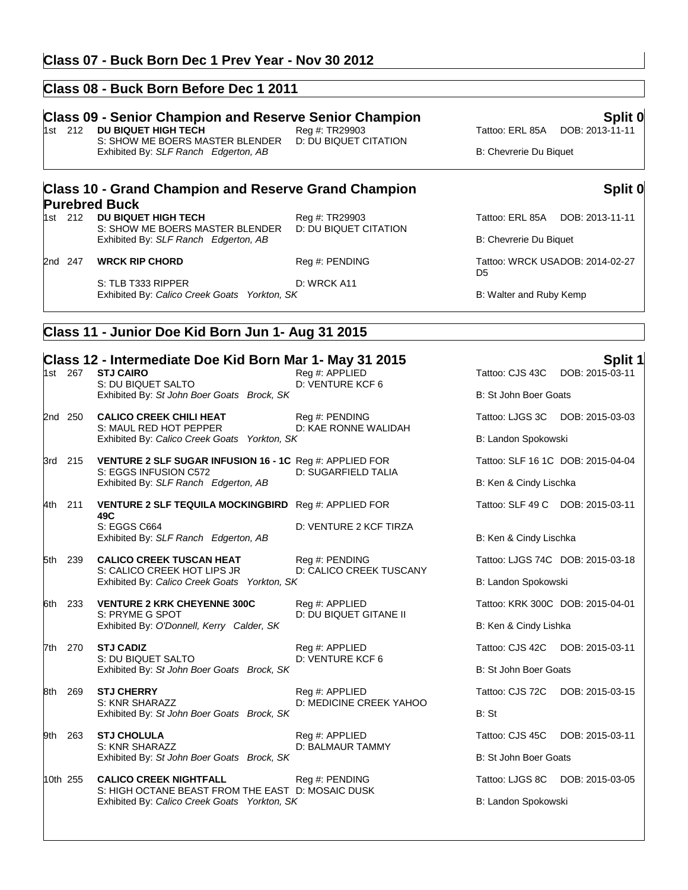## Class 07 - Buck Born Dec 1 Prev Year - Nov 30 2012

## Class 08 - Buck Born Before Dec 1 2011

## Class 09 - Senior Champion and Reserve Senior Champion

**Split 0**

| Place | # | Name / Sire / Exhibitor | Reg # / Dam | Tattoo / DOB / Breeder |
|---|---|---|---|---|
| 1st | 212 | **DU BIQUET HIGH TECH**<br>S: SHOW ME BOERS MASTER BLENDER<br>Exhibited By: *SLF Ranch Edgerton, AB* | Reg #: TR29903<br>D: DU BIQUET CITATION | Tattoo: ERL 85A DOB: 2013-11-11<br>B: Chevrerie Du Biquet |

## Class 10 - Grand Champion and Reserve Grand Champion Purebred Buck

**Split 0**

| Place | # | Name / Sire / Exhibitor | Reg # / Dam | Tattoo / DOB / Breeder |
|---|---|---|---|---|
| 1st | 212 | **DU BIQUET HIGH TECH**<br>S: SHOW ME BOERS MASTER BLENDER<br>Exhibited By: *SLF Ranch Edgerton, AB* | Reg #: TR29903<br>D: DU BIQUET CITATION | Tattoo: ERL 85A DOB: 2013-11-11<br>B: Chevrerie Du Biquet |
| 2nd | 247 | **WRCK RIP CHORD**<br>S: TLB T333 RIPPER<br>Exhibited By: *Calico Creek Goats Yorkton, SK* | Reg #: PENDING<br>D: WRCK A11 | Tattoo: WRCK USAD5 DOB: 2014-02-27<br>B: Walter and Ruby Kemp |

## Class 11 - Junior Doe Kid Born Jun 1- Aug 31 2015

## Class 12 - Intermediate Doe Kid Born Mar 1- May 31 2015

**Split 1**

| Place | # | Name / Sire / Exhibitor | Reg # / Dam | Tattoo / DOB / Breeder |
|---|---|---|---|---|
| 1st | 267 | **STJ CAIRO**<br>S: DU BIQUET SALTO<br>Exhibited By: *St John Boer Goats Brock, SK* | Reg #: APPLIED<br>D: VENTURE KCF 6 | Tattoo: CJS 43C DOB: 2015-03-11<br>B: St John Boer Goats |
| 2nd | 250 | **CALICO CREEK CHILI HEAT**<br>S: MAUL RED HOT PEPPER<br>Exhibited By: *Calico Creek Goats Yorkton, SK* | Reg #: PENDING<br>D: KAE RONNE WALIDAH | Tattoo: LJGS 3C DOB: 2015-03-03<br>B: Landon Spokowski |
| 3rd | 215 | **VENTURE 2 SLF SUGAR INFUSION 16 - 1C**<br>S: EGGS INFUSION C572<br>Exhibited By: *SLF Ranch Edgerton, AB* | Reg #: APPLIED FOR<br>D: SUGARFIELD TALIA | Tattoo: SLF 16 1C DOB: 2015-04-04<br>B: Ken & Cindy Lischka |
| 4th | 211 | **VENTURE 2 SLF TEQUILA MOCKINGBIRD 49C**<br>S: EGGS C664<br>Exhibited By: *SLF Ranch Edgerton, AB* | Reg #: APPLIED FOR<br>D: VENTURE 2 KCF TIRZA | Tattoo: SLF 49 C DOB: 2015-03-11<br>B: Ken & Cindy Lischka |
| 5th | 239 | **CALICO CREEK TUSCAN HEAT**<br>S: CALICO CREEK HOT LIPS JR<br>Exhibited By: *Calico Creek Goats Yorkton, SK* | Reg #: PENDING<br>D: CALICO CREEK TUSCANY | Tattoo: LJGS 74C DOB: 2015-03-18<br>B: Landon Spokowski |
| 6th | 233 | **VENTURE 2 KRK CHEYENNE 300C**<br>S: PRYME G SPOT<br>Exhibited By: *O'Donnell, Kerry Calder, SK* | Reg #: APPLIED<br>D: DU BIQUET GITANE II | Tattoo: KRK 300C DOB: 2015-04-01<br>B: Ken & Cindy Lishka |
| 7th | 270 | **STJ CADIZ**<br>S: DU BIQUET SALTO<br>Exhibited By: *St John Boer Goats Brock, SK* | Reg #: APPLIED<br>D: VENTURE KCF 6 | Tattoo: CJS 42C DOB: 2015-03-11<br>B: St John Boer Goats |
| 8th | 269 | **STJ CHERRY**<br>S: KNR SHARAZZ<br>Exhibited By: *St John Boer Goats Brock, SK* | Reg #: APPLIED<br>D: MEDICINE CREEK YAHOO | Tattoo: CJS 72C DOB: 2015-03-15<br>B: St |
| 9th | 263 | **STJ CHOLULA**<br>S: KNR SHARAZZ<br>Exhibited By: *St John Boer Goats Brock, SK* | Reg #: APPLIED<br>D: BALMAUR TAMMY | Tattoo: CJS 45C DOB: 2015-03-11<br>B: St John Boer Goats |
| 10th | 255 | **CALICO CREEK NIGHTFALL**<br>S: HIGH OCTANE BEAST FROM THE EAST<br>Exhibited By: *Calico Creek Goats Yorkton, SK* | Reg #: PENDING<br>D: MOSAIC DUSK | Tattoo: LJGS 8C DOB: 2015-03-05<br>B: Landon Spokowski |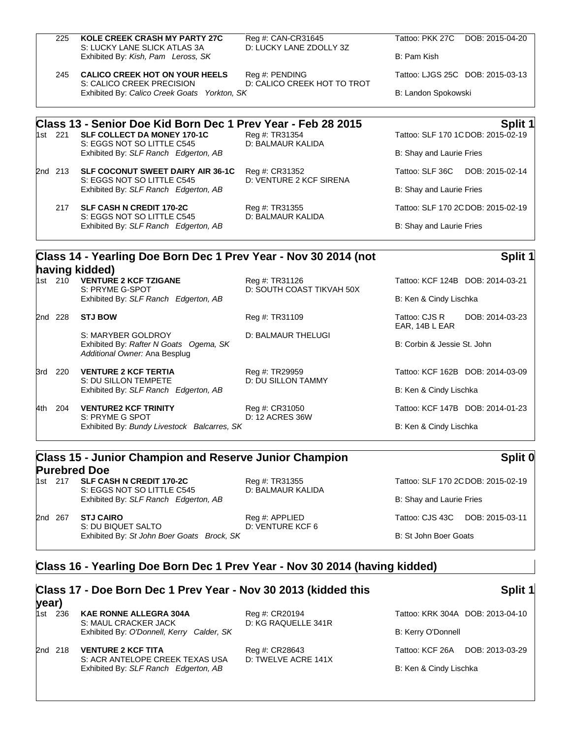| | | | | |
|---|---|---|---|---|
| | 225 | **KOLE CREEK CRASH MY PARTY 27C**<br>S: LUCKY LANE SLICK ATLAS 3A<br>Exhibited By: *Kish, Pam Leross, SK* | Reg #: CAN-CR31645<br>D: LUCKY LANE ZDOLLY 3Z | Tattoo: PKK 27C DOB: 2015-04-20<br>B: Pam Kish |
| | 245 | **CALICO CREEK HOT ON YOUR HEELS**<br>S: CALICO CREEK PRECISION<br>Exhibited By: *Calico Creek Goats Yorkton, SK* | Reg #: PENDING<br>D: CALICO CREEK HOT TO TROT | Tattoo: LJGS 25C DOB: 2015-03-13<br>B: Landon Spokowski |

## Class 13 - Senior Doe Kid Born Dec 1 Prev Year - Feb 28 2015 — Split 1

| Place | No. | Animal | Registration | Details |
|---|---|---|---|---|
| 1st | 221 | **SLF COLLECT DA MONEY 170-1C**<br>S: EGGS NOT SO LITTLE C545<br>Exhibited By: *SLF Ranch Edgerton, AB* | Reg #: TR31354<br>D: BALMAUR KALIDA | Tattoo: SLF 170 1C DOB: 2015-02-19<br>B: Shay and Laurie Fries |
| 2nd | 213 | **SLF COCONUT SWEET DAIRY AIR 36-1C**<br>S: EGGS NOT SO LITTLE C545<br>Exhibited By: *SLF Ranch Edgerton, AB* | Reg #: CR31352<br>D: VENTURE 2 KCF SIRENA | Tattoo: SLF 36C DOB: 2015-02-14<br>B: Shay and Laurie Fries |
| | 217 | **SLF CASH N CREDIT 170-2C**<br>S: EGGS NOT SO LITTLE C545<br>Exhibited By: *SLF Ranch Edgerton, AB* | Reg #: TR31355<br>D: BALMAUR KALIDA | Tattoo: SLF 170 2C DOB: 2015-02-19<br>B: Shay and Laurie Fries |

## Class 14 - Yearling Doe Born Dec 1 Prev Year - Nov 30 2014 (not having kidded) — Split 1

| Place | No. | Animal | Registration | Details |
|---|---|---|---|---|
| 1st | 210 | **VENTURE 2 KCF TZIGANE**<br>S: PRYME G-SPOT<br>Exhibited By: *SLF Ranch Edgerton, AB* | Reg #: TR31126<br>D: SOUTH COAST TIKVAH 50X | Tattoo: KCF 124B DOB: 2014-03-21<br>B: Ken & Cindy Lischka |
| 2nd | 228 | **STJ BOW**<br>S: MARYBER GOLDROY<br>Exhibited By: *Rafter N Goats Ogema, SK*<br>*Additional Owner:* Ana Besplug | Reg #: TR31109<br>D: BALMAUR THELUGI | Tattoo: CJS R EAR, 14B L EAR DOB: 2014-03-23<br>B: Corbin & Jessie St. John |
| 3rd | 220 | **VENTURE 2 KCF TERTIA**<br>S: DU SILLON TEMPETE<br>Exhibited By: *SLF Ranch Edgerton, AB* | Reg #: TR29959<br>D: DU SILLON TAMMY | Tattoo: KCF 162B DOB: 2014-03-09<br>B: Ken & Cindy Lischka |
| 4th | 204 | **VENTURE2 KCF TRINITY**<br>S: PRYME G SPOT<br>Exhibited By: *Bundy Livestock Balcarres, SK* | Reg #: CR31050<br>D: 12 ACRES 36W | Tattoo: KCF 147B DOB: 2014-01-23<br>B: Ken & Cindy Lischka |

## Class 15 - Junior Champion and Reserve Junior Champion Purebred Doe — Split 0

| Place | No. | Animal | Registration | Details |
|---|---|---|---|---|
| 1st | 217 | **SLF CASH N CREDIT 170-2C**<br>S: EGGS NOT SO LITTLE C545<br>Exhibited By: *SLF Ranch Edgerton, AB* | Reg #: TR31355<br>D: BALMAUR KALIDA | Tattoo: SLF 170 2C DOB: 2015-02-19<br>B: Shay and Laurie Fries |
| 2nd | 267 | **STJ CAIRO**<br>S: DU BIQUET SALTO<br>Exhibited By: *St John Boer Goats Brock, SK* | Reg #: APPLIED<br>D: VENTURE KCF 6 | Tattoo: CJS 43C DOB: 2015-03-11<br>B: St John Boer Goats |

## Class 16 - Yearling Doe Born Dec 1 Prev Year - Nov 30 2014 (having kidded)

## Class 17 - Doe Born Dec 1 Prev Year - Nov 30 2013 (kidded this year) — Split 1

| Place | No. | Animal | Registration | Details |
|---|---|---|---|---|
| 1st | 236 | **KAE RONNE ALLEGRA 304A**<br>S: MAUL CRACKER JACK<br>Exhibited By: *O'Donnell, Kerry Calder, SK* | Reg #: CR20194<br>D: KG RAQUELLE 341R | Tattoo: KRK 304A DOB: 2013-04-10<br>B: Kerry O'Donnell |
| 2nd | 218 | **VENTURE 2 KCF TITA**<br>S: ACR ANTELOPE CREEK TEXAS USA<br>Exhibited By: *SLF Ranch Edgerton, AB* | Reg #: CR28643<br>D: TWELVE ACRE 141X | Tattoo: KCF 26A DOB: 2013-03-29<br>B: Ken & Cindy Lischka |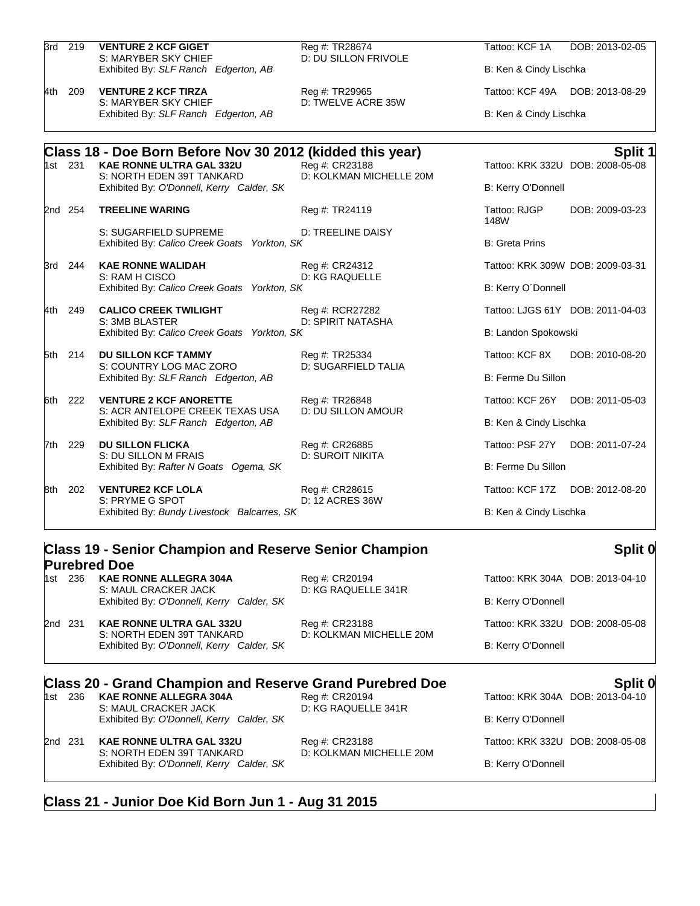3rd 219 **VENTURE 2 KCF GIGET** Reg #: TR28674 Tattoo: KCF 1A DOB: 2013-02-05
S: MARYBER SKY CHIEF D: DU SILLON FRIVOLE
Exhibited By: *SLF Ranch Edgerton, AB* B: Ken & Cindy Lischka

4th 209 **VENTURE 2 KCF TIRZA** Reg #: TR29965 Tattoo: KCF 49A DOB: 2013-08-29
S: MARYBER SKY CHIEF D: TWELVE ACRE 35W
Exhibited By: *SLF Ranch Edgerton, AB* B: Ken & Cindy Lischka

## Class 18 - Doe Born Before Nov 30 2012 (kidded this year) — Split 1

1st 231 **KAE RONNE ULTRA GAL 332U** Reg #: CR23188 Tattoo: KRK 332U DOB: 2008-05-08
S: NORTH EDEN 39T TANKARD D: KOLKMAN MICHELLE 20M
Exhibited By: *O'Donnell, Kerry Calder, SK* B: Kerry O'Donnell

2nd 254 **TREELINE WARING** Reg #: TR24119 Tattoo: RJGP 148W DOB: 2009-03-23
S: SUGARFIELD SUPREME D: TREELINE DAISY
Exhibited By: *Calico Creek Goats Yorkton, SK* B: Greta Prins

3rd 244 **KAE RONNE WALIDAH** Reg #: CR24312 Tattoo: KRK 309W DOB: 2009-03-31
S: RAM H CISCO D: KG RAQUELLE
Exhibited By: *Calico Creek Goats Yorkton, SK* B: Kerry O´Donnell

4th 249 **CALICO CREEK TWILIGHT** Reg #: RCR27282 Tattoo: LJGS 61Y DOB: 2011-04-03
S: 3MB BLASTER D: SPIRIT NATASHA
Exhibited By: *Calico Creek Goats Yorkton, SK* B: Landon Spokowski

5th 214 **DU SILLON KCF TAMMY** Reg #: TR25334 Tattoo: KCF 8X DOB: 2010-08-20
S: COUNTRY LOG MAC ZORO D: SUGARFIELD TALIA
Exhibited By: *SLF Ranch Edgerton, AB* B: Ferme Du Sillon

6th 222 **VENTURE 2 KCF ANORETTE** Reg #: TR26848 Tattoo: KCF 26Y DOB: 2011-05-03
S: ACR ANTELOPE CREEK TEXAS USA D: DU SILLON AMOUR
Exhibited By: *SLF Ranch Edgerton, AB* B: Ken & Cindy Lischka

7th 229 **DU SILLON FLICKA** Reg #: CR26885 Tattoo: PSF 27Y DOB: 2011-07-24
S: DU SILLON M FRAIS D: SUROIT NIKITA
Exhibited By: *Rafter N Goats Ogema, SK* B: Ferme Du Sillon

8th 202 **VENTURE2 KCF LOLA** Reg #: CR28615 Tattoo: KCF 17Z DOB: 2012-08-20
S: PRYME G SPOT D: 12 ACRES 36W
Exhibited By: *Bundy Livestock Balcarres, SK* B: Ken & Cindy Lischka

## Class 19 - Senior Champion and Reserve Senior Champion Purebred Doe — Split 0

1st 236 **KAE RONNE ALLEGRA 304A** Reg #: CR20194 Tattoo: KRK 304A DOB: 2013-04-10
S: MAUL CRACKER JACK D: KG RAQUELLE 341R
Exhibited By: *O'Donnell, Kerry Calder, SK* B: Kerry O'Donnell

2nd 231 **KAE RONNE ULTRA GAL 332U** Reg #: CR23188 Tattoo: KRK 332U DOB: 2008-05-08
S: NORTH EDEN 39T TANKARD D: KOLKMAN MICHELLE 20M
Exhibited By: *O'Donnell, Kerry Calder, SK* B: Kerry O'Donnell

## Class 20 - Grand Champion and Reserve Grand Purebred Doe — Split 0

1st 236 **KAE RONNE ALLEGRA 304A** Reg #: CR20194 Tattoo: KRK 304A DOB: 2013-04-10
S: MAUL CRACKER JACK D: KG RAQUELLE 341R
Exhibited By: *O'Donnell, Kerry Calder, SK* B: Kerry O'Donnell

2nd 231 **KAE RONNE ULTRA GAL 332U** Reg #: CR23188 Tattoo: KRK 332U DOB: 2008-05-08
S: NORTH EDEN 39T TANKARD D: KOLKMAN MICHELLE 20M
Exhibited By: *O'Donnell, Kerry Calder, SK* B: Kerry O'Donnell

## Class 21 - Junior Doe Kid Born Jun 1 - Aug 31 2015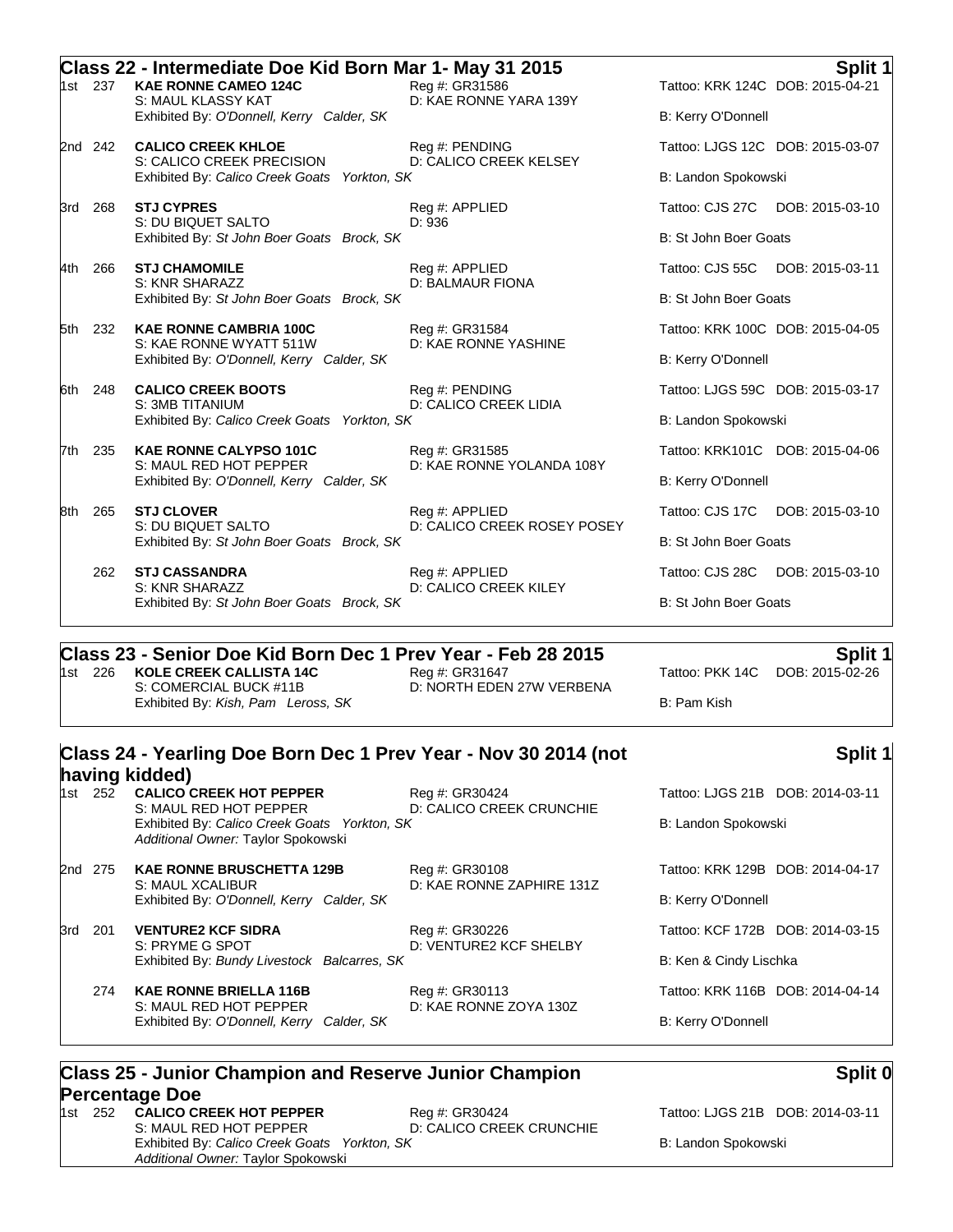## Class 22 - Intermediate Doe Kid Born Mar 1- May 31 2015

**Split 1**

1st 237 **KAE RONNE CAMEO 124C** Reg #: GR31586 Tattoo: KRK 124C DOB: 2015-04-21
S: MAUL KLASSY KAT D: KAE RONNE YARA 139Y
Exhibited By: *O'Donnell, Kerry Calder, SK* B: Kerry O'Donnell

2nd 242 **CALICO CREEK KHLOE** Reg #: PENDING Tattoo: LJGS 12C DOB: 2015-03-07
S: CALICO CREEK PRECISION D: CALICO CREEK KELSEY
Exhibited By: *Calico Creek Goats Yorkton, SK* B: Landon Spokowski

3rd 268 **STJ CYPRES** Reg #: APPLIED Tattoo: CJS 27C DOB: 2015-03-10
S: DU BIQUET SALTO D: 936
Exhibited By: *St John Boer Goats Brock, SK* B: St John Boer Goats

4th 266 **STJ CHAMOMILE** Reg #: APPLIED Tattoo: CJS 55C DOB: 2015-03-11
S: KNR SHARAZZ D: BALMAUR FIONA
Exhibited By: *St John Boer Goats Brock, SK* B: St John Boer Goats

5th 232 **KAE RONNE CAMBRIA 100C** Reg #: GR31584 Tattoo: KRK 100C DOB: 2015-04-05
S: KAE RONNE WYATT 511W D: KAE RONNE YASHINE
Exhibited By: *O'Donnell, Kerry Calder, SK* B: Kerry O'Donnell

6th 248 **CALICO CREEK BOOTS** Reg #: PENDING Tattoo: LJGS 59C DOB: 2015-03-17
S: 3MB TITANIUM D: CALICO CREEK LIDIA
Exhibited By: *Calico Creek Goats Yorkton, SK* B: Landon Spokowski

7th 235 **KAE RONNE CALYPSO 101C** Reg #: GR31585 Tattoo: KRK101C DOB: 2015-04-06
S: MAUL RED HOT PEPPER D: KAE RONNE YOLANDA 108Y
Exhibited By: *O'Donnell, Kerry Calder, SK* B: Kerry O'Donnell

8th 265 **STJ CLOVER** Reg #: APPLIED Tattoo: CJS 17C DOB: 2015-03-10
S: DU BIQUET SALTO D: CALICO CREEK ROSEY POSEY
Exhibited By: *St John Boer Goats Brock, SK* B: St John Boer Goats

262 **STJ CASSANDRA** Reg #: APPLIED Tattoo: CJS 28C DOB: 2015-03-10
S: KNR SHARAZZ D: CALICO CREEK KILEY
Exhibited By: *St John Boer Goats Brock, SK* B: St John Boer Goats

## Class 23 - Senior Doe Kid Born Dec 1 Prev Year - Feb 28 2015

**Split 1**

1st 226 **KOLE CREEK CALLISTA 14C** Reg #: GR31647 Tattoo: PKK 14C DOB: 2015-02-26
S: COMERCIAL BUCK #11B D: NORTH EDEN 27W VERBENA
Exhibited By: *Kish, Pam Leross, SK* B: Pam Kish

## Class 24 - Yearling Doe Born Dec 1 Prev Year - Nov 30 2014 (not having kidded)

**Split 1**

1st 252 **CALICO CREEK HOT PEPPER** Reg #: GR30424 Tattoo: LJGS 21B DOB: 2014-03-11
S: MAUL RED HOT PEPPER D: CALICO CREEK CRUNCHIE
Exhibited By: *Calico Creek Goats Yorkton, SK* B: Landon Spokowski
*Additional Owner:* Taylor Spokowski

2nd 275 **KAE RONNE BRUSCHETTA 129B** Reg #: GR30108 Tattoo: KRK 129B DOB: 2014-04-17
S: MAUL XCALIBUR D: KAE RONNE ZAPHIRE 131Z
Exhibited By: *O'Donnell, Kerry Calder, SK* B: Kerry O'Donnell

3rd 201 **VENTURE2 KCF SIDRA** Reg #: GR30226 Tattoo: KCF 172B DOB: 2014-03-15
S: PRYME G SPOT D: VENTURE2 KCF SHELBY
Exhibited By: *Bundy Livestock Balcarres, SK* B: Ken & Cindy Lischka

274 **KAE RONNE BRIELLA 116B** Reg #: GR30113 Tattoo: KRK 116B DOB: 2014-04-14
S: MAUL RED HOT PEPPER D: KAE RONNE ZOYA 130Z
Exhibited By: *O'Donnell, Kerry Calder, SK* B: Kerry O'Donnell

## Class 25 - Junior Champion and Reserve Junior Champion Percentage Doe

**Split 0**

1st 252 **CALICO CREEK HOT PEPPER** Reg #: GR30424 Tattoo: LJGS 21B DOB: 2014-03-11
S: MAUL RED HOT PEPPER D: CALICO CREEK CRUNCHIE
Exhibited By: *Calico Creek Goats Yorkton, SK* B: Landon Spokowski
*Additional Owner:* Taylor Spokowski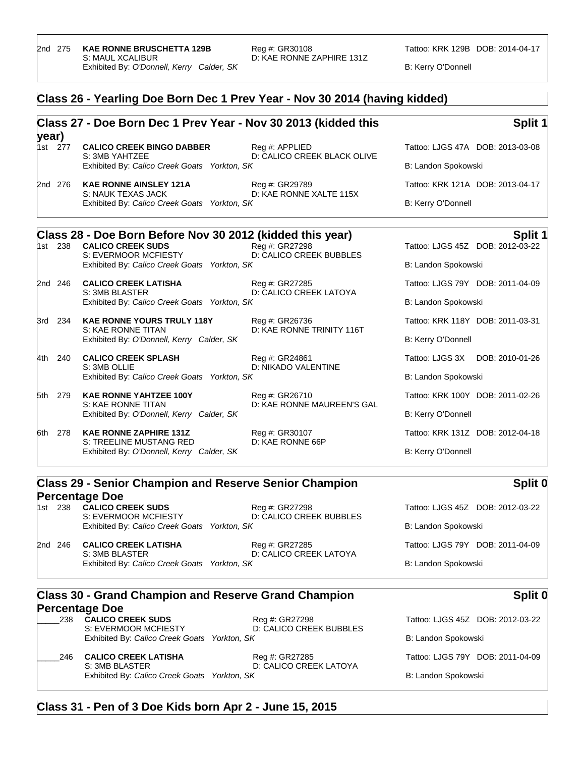2nd 275 **KAE RONNE BRUSCHETTA 129B** Reg #: GR30108 Tattoo: KRK 129B DOB: 2014-04-17
S: MAUL XCALIBUR D: KAE RONNE ZAPHIRE 131Z
Exhibited By: *O'Donnell, Kerry Calder, SK* B: Kerry O'Donnell

## Class 26 - Yearling Doe Born Dec 1 Prev Year - Nov 30 2014 (having kidded)

## Class 27 - Doe Born Dec 1 Prev Year - Nov 30 2013 (kidded this year) Split 1

1st 277 **CALICO CREEK BINGO DABBER** Reg #: APPLIED Tattoo: LJGS 47A DOB: 2013-03-08
S: 3MB YAHTZEE D: CALICO CREEK BLACK OLIVE
Exhibited By: *Calico Creek Goats Yorkton, SK* B: Landon Spokowski

2nd 276 **KAE RONNE AINSLEY 121A** Reg #: GR29789 Tattoo: KRK 121A DOB: 2013-04-17
S: NAUK TEXAS JACK D: KAE RONNE XALTE 115X
Exhibited By: *Calico Creek Goats Yorkton, SK* B: Kerry O'Donnell

## Class 28 - Doe Born Before Nov 30 2012 (kidded this year) Split 1

1st 238 **CALICO CREEK SUDS** Reg #: GR27298 Tattoo: LJGS 45Z DOB: 2012-03-22
S: EVERMOOR MCFIESTY D: CALICO CREEK BUBBLES
Exhibited By: *Calico Creek Goats Yorkton, SK* B: Landon Spokowski

2nd 246 **CALICO CREEK LATISHA** Reg #: GR27285 Tattoo: LJGS 79Y DOB: 2011-04-09
S: 3MB BLASTER D: CALICO CREEK LATOYA
Exhibited By: *Calico Creek Goats Yorkton, SK* B: Landon Spokowski

3rd 234 **KAE RONNE YOURS TRULY 118Y** Reg #: GR26736 Tattoo: KRK 118Y DOB: 2011-03-31
S: KAE RONNE TITAN D: KAE RONNE TRINITY 116T
Exhibited By: *O'Donnell, Kerry Calder, SK* B: Kerry O'Donnell

4th 240 **CALICO CREEK SPLASH** Reg #: GR24861 Tattoo: LJGS 3X DOB: 2010-01-26
S: 3MB OLLIE D: NIKADO VALENTINE
Exhibited By: *Calico Creek Goats Yorkton, SK* B: Landon Spokowski

5th 279 **KAE RONNE YAHTZEE 100Y** Reg #: GR26710 Tattoo: KRK 100Y DOB: 2011-02-26
S: KAE RONNE TITAN D: KAE RONNE MAUREEN'S GAL
Exhibited By: *O'Donnell, Kerry Calder, SK* B: Kerry O'Donnell

6th 278 **KAE RONNE ZAPHIRE 131Z** Reg #: GR30107 Tattoo: KRK 131Z DOB: 2012-04-18
S: TREELINE MUSTANG RED D: KAE RONNE 66P
Exhibited By: *O'Donnell, Kerry Calder, SK* B: Kerry O'Donnell

## Class 29 - Senior Champion and Reserve Senior Champion Percentage Doe Split 0

1st 238 **CALICO CREEK SUDS** Reg #: GR27298 Tattoo: LJGS 45Z DOB: 2012-03-22
S: EVERMOOR MCFIESTY D: CALICO CREEK BUBBLES
Exhibited By: *Calico Creek Goats Yorkton, SK* B: Landon Spokowski

2nd 246 **CALICO CREEK LATISHA** Reg #: GR27285 Tattoo: LJGS 79Y DOB: 2011-04-09
S: 3MB BLASTER D: CALICO CREEK LATOYA
Exhibited By: *Calico Creek Goats Yorkton, SK* B: Landon Spokowski

## Class 30 - Grand Champion and Reserve Grand Champion Percentage Doe Split 0

_____238 **CALICO CREEK SUDS** Reg #: GR27298 Tattoo: LJGS 45Z DOB: 2012-03-22
S: EVERMOOR MCFIESTY D: CALICO CREEK BUBBLES
Exhibited By: *Calico Creek Goats Yorkton, SK* B: Landon Spokowski

_____246 **CALICO CREEK LATISHA** Reg #: GR27285 Tattoo: LJGS 79Y DOB: 2011-04-09
S: 3MB BLASTER D: CALICO CREEK LATOYA
Exhibited By: *Calico Creek Goats Yorkton, SK* B: Landon Spokowski

## Class 31 - Pen of 3 Doe Kids born Apr 2 - June 15, 2015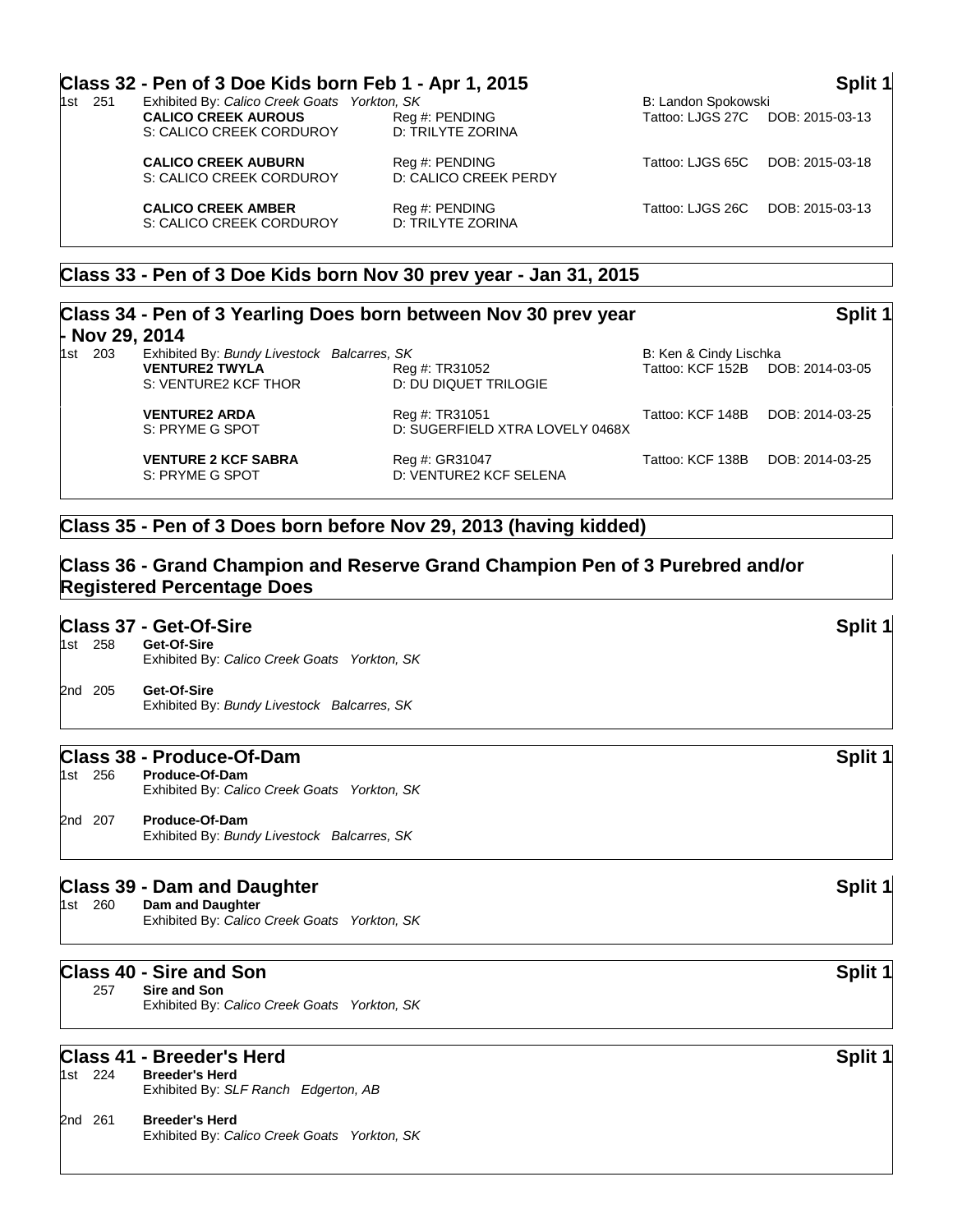## Class 32 - Pen of 3 Doe Kids born Feb 1 - Apr 1, 2015

**Split 1**

1st 251 Exhibited By: *Calico Creek Goats Yorkton, SK* — B: Landon Spokowski

| Name | Reg # | Tattoo | DOB |
|---|---|---|---|
| **CALICO CREEK AUROUS**<br>S: CALICO CREEK CORDUROY | Reg #: PENDING<br>D: TRILYTE ZORINA | Tattoo: LJGS 27C | DOB: 2015-03-13 |
| **CALICO CREEK AUBURN**<br>S: CALICO CREEK CORDUROY | Reg #: PENDING<br>D: CALICO CREEK PERDY | Tattoo: LJGS 65C | DOB: 2015-03-18 |
| **CALICO CREEK AMBER**<br>S: CALICO CREEK CORDUROY | Reg #: PENDING<br>D: TRILYTE ZORINA | Tattoo: LJGS 26C | DOB: 2015-03-13 |

## Class 33 - Pen of 3 Doe Kids born Nov 30 prev year - Jan 31, 2015

## Class 34 - Pen of 3 Yearling Does born between Nov 30 prev year - Nov 29, 2014

**Split 1**

1st 203 Exhibited By: *Bundy Livestock Balcarres, SK* — B: Ken & Cindy Lischka

| Name | Reg # | Tattoo | DOB |
|---|---|---|---|
| **VENTURE2 TWYLA**<br>S: VENTURE2 KCF THOR | Reg #: TR31052<br>D: DU DIQUET TRILOGIE | Tattoo: KCF 152B | DOB: 2014-03-05 |
| **VENTURE2 ARDA**<br>S: PRYME G SPOT | Reg #: TR31051<br>D: SUGERFIELD XTRA LOVELY 0468X | Tattoo: KCF 148B | DOB: 2014-03-25 |
| **VENTURE 2 KCF SABRA**<br>S: PRYME G SPOT | Reg #: GR31047<br>D: VENTURE2 KCF SELENA | Tattoo: KCF 138B | DOB: 2014-03-25 |

## Class 35 - Pen of 3 Does born before Nov 29, 2013 (having kidded)

## Class 36 - Grand Champion and Reserve Grand Champion Pen of 3 Purebred and/or Registered Percentage Does

## Class 37 - Get-Of-Sire

**Split 1**

1st 258 **Get-Of-Sire**
Exhibited By: *Calico Creek Goats Yorkton, SK*

2nd 205 **Get-Of-Sire**
Exhibited By: *Bundy Livestock Balcarres, SK*

## Class 38 - Produce-Of-Dam

**Split 1**

1st 256 **Produce-Of-Dam**
Exhibited By: *Calico Creek Goats Yorkton, SK*

2nd 207 **Produce-Of-Dam**
Exhibited By: *Bundy Livestock Balcarres, SK*

## Class 39 - Dam and Daughter

**Split 1**

1st 260 **Dam and Daughter**
Exhibited By: *Calico Creek Goats Yorkton, SK*

## Class 40 - Sire and Son

**Split 1**

257 **Sire and Son**
Exhibited By: *Calico Creek Goats Yorkton, SK*

## Class 41 - Breeder's Herd

**Split 1**

1st 224 **Breeder's Herd**
Exhibited By: *SLF Ranch Edgerton, AB*

2nd 261 **Breeder's Herd**
Exhibited By: *Calico Creek Goats Yorkton, SK*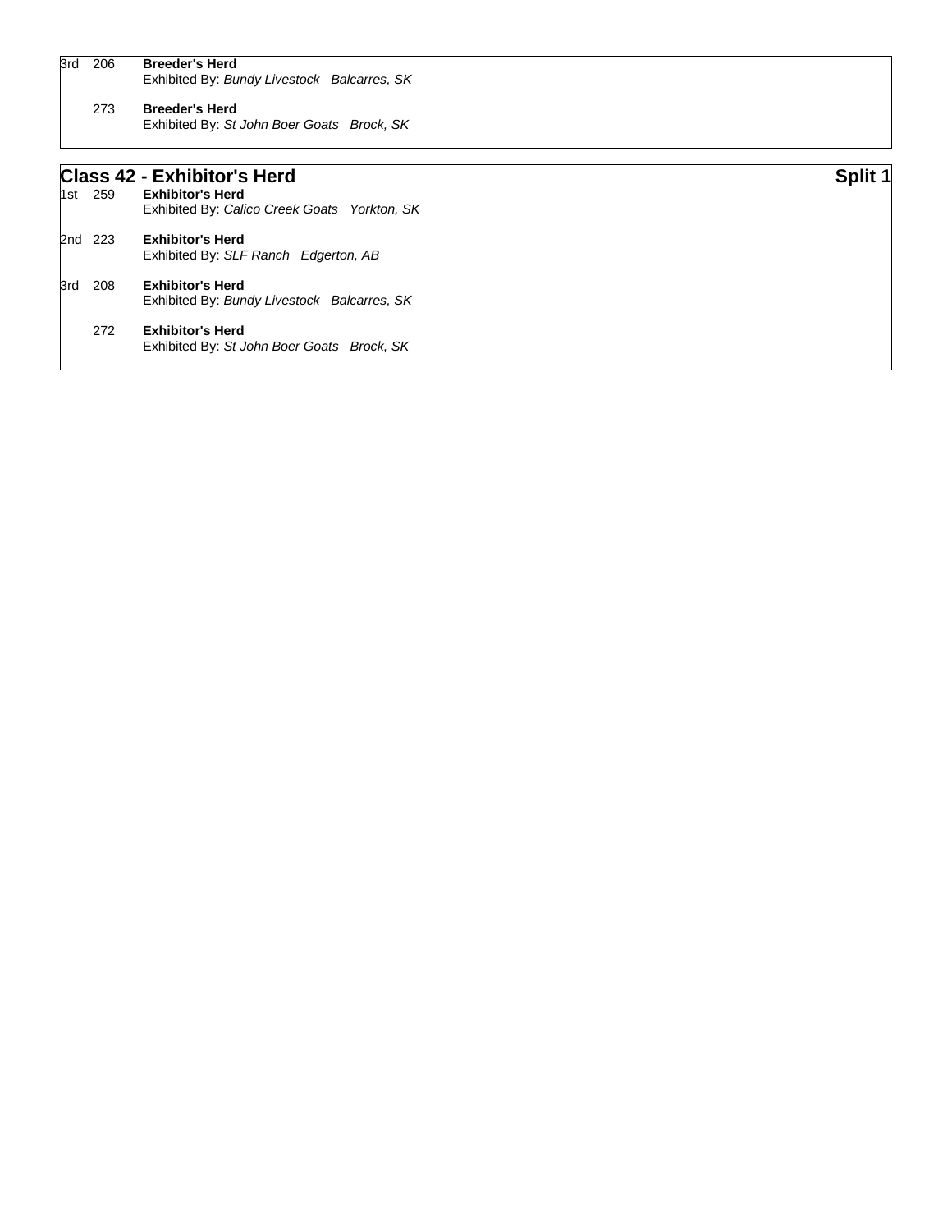3rd 206 **Breeder's Herd**
Exhibited By: *Bundy Livestock Balcarres, SK*

273 **Breeder's Herd**
Exhibited By: *St John Boer Goats Brock, SK*

## Class 42 - Exhibitor's Herd — Split 1

1st 259 **Exhibitor's Herd**
Exhibited By: *Calico Creek Goats Yorkton, SK*

2nd 223 **Exhibitor's Herd**
Exhibited By: *SLF Ranch Edgerton, AB*

3rd 208 **Exhibitor's Herd**
Exhibited By: *Bundy Livestock Balcarres, SK*

272 **Exhibitor's Herd**
Exhibited By: *St John Boer Goats Brock, SK*